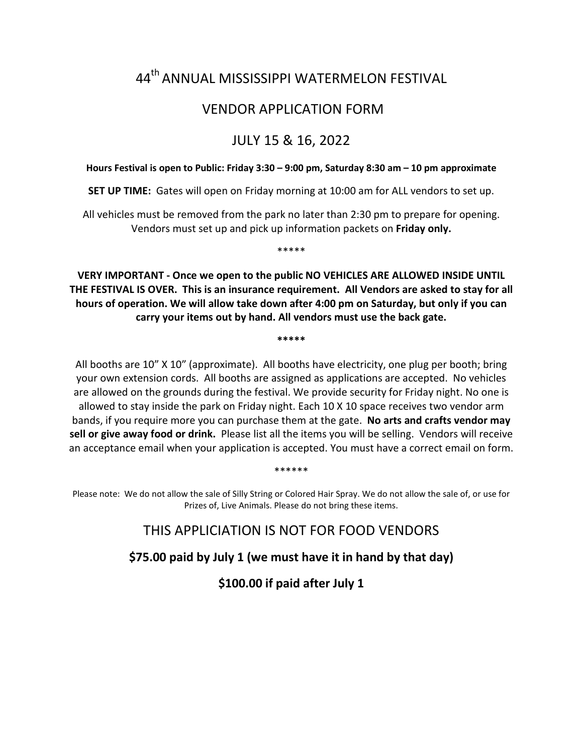# 44th ANNUAL MISSISSIPPI WATERMELON FESTIVAL

## VENDOR APPLICATION FORM

## JULY 15 & 16, 2022

**Hours Festival is open to Public: Friday 3:30 – 9:00 pm, Saturday 8:30 am – 10 pm approximate**

**SET UP TIME:** Gates will open on Friday morning at 10:00 am for ALL vendors to set up.

All vehicles must be removed from the park no later than 2:30 pm to prepare for opening. Vendors must set up and pick up information packets on **Friday only.**

*****

**VERY IMPORTANT - Once we open to the public NO VEHICLES ARE ALLOWED INSIDE UNTIL THE FESTIVAL IS OVER. This is an insurance requirement. All Vendors are asked to stay for all hours of operation. We will allow take down after 4:00 pm on Saturday, but only if you can carry your items out by hand. All vendors must use the back gate.**

**\*\*\*\*\***

All booths are 10" X 10" (approximate). All booths have electricity, one plug per booth; bring your own extension cords. All booths are assigned as applications are accepted. No vehicles are allowed on the grounds during the festival. We provide security for Friday night. No one is allowed to stay inside the park on Friday night. Each 10 X 10 space receives two vendor arm bands, if you require more you can purchase them at the gate. **No arts and crafts vendor may sell or give away food or drink.** Please list all the items you will be selling. Vendors will receive an acceptance email when your application is accepted. You must have a correct email on form.

******

Please note: We do not allow the sale of Silly String or Colored Hair Spray. We do not allow the sale of, or use for Prizes of, Live Animals. Please do not bring these items.

## THIS APPLICIATION IS NOT FOR FOOD VENDORS

**$75.00 paid by July 1 (we must have it in hand by that day)**

**$100.00 if paid after July 1**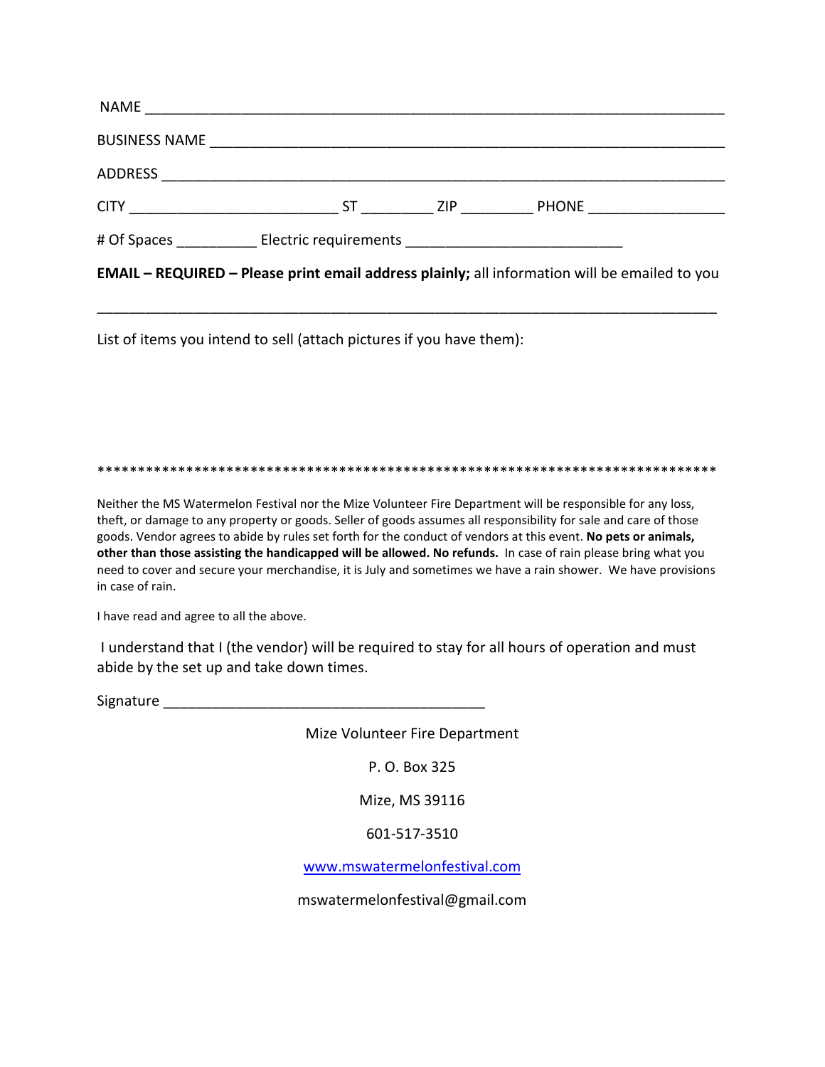NAME ___________________________________________________________________________

BUSINESS NAME ____________________________________________________________________

ADDRESS _________________________________________________________________________

CITY __________________________ ST _________ ZIP _________ PHONE _________________

# Of Spaces __________ Electric requirements ___________________________

**EMAIL – REQUIRED – Please print email address plainly;** all information will be emailed to you

_______________________________________________________________________________

List of items you intend to sell (attach pictures if you have them):

*******************************************************************************

Neither the MS Watermelon Festival nor the Mize Volunteer Fire Department will be responsible for any loss, theft, or damage to any property or goods. Seller of goods assumes all responsibility for sale and care of those goods. Vendor agrees to abide by rules set forth for the conduct of vendors at this event. **No pets or animals, other than those assisting the handicapped will be allowed. No refunds.** In case of rain please bring what you need to cover and secure your merchandise, it is July and sometimes we have a rain shower. We have provisions in case of rain.

I have read and agree to all the above.

I understand that I (the vendor) will be required to stay for all hours of operation and must abide by the set up and take down times.

Signature ________________________________________

Mize Volunteer Fire Department

P. O. Box 325

Mize, MS 39116

601-517-3510

[www.mswatermelonfestival.com](http://www.mswatermelonfestival.com)

mswatermelonfestival@gmail.com